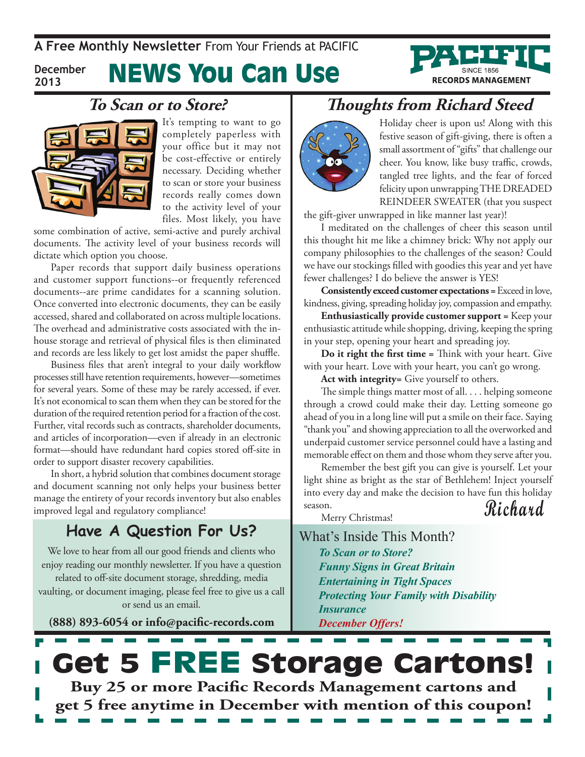**A Free Monthly Newsletter** From Your Friends at PACIFIC

December 2013

# NEWS You Can Use

PACIFIC SINCE 1856 RECORDS MANAGEMENT

## *To Scan or to Store?*

It's tempting to want to go completely paperless with your office but it may not be cost-effective or entirely necessary. Deciding whether to scan or store your business records really comes down to the activity level of your files. Most likely, you have some combination of active, semi-active and purely archival documents. The activity level of your business records will dictate which option you choose.

Paper records that support daily business operations and customer support functions--or frequently referenced documents--are prime candidates for a scanning solution. Once converted into electronic documents, they can be easily accessed, shared and collaborated on across multiple locations. The overhead and administrative costs associated with the in-house storage and retrieval of physical files is then eliminated and records are less likely to get lost amidst the paper shuffle.

Business files that aren't integral to your daily workflow processes still have retention requirements, however—sometimes for several years. Some of these may be rarely accessed, if ever. It's not economical to scan them when they can be stored for the duration of the required retention period for a fraction of the cost. Further, vital records such as contracts, shareholder documents, and articles of incorporation—even if already in an electronic format—should have redundant hard copies stored off-site in order to support disaster recovery capabilities.

In short, a hybrid solution that combines document storage and document scanning not only helps your business better manage the entirety of your records inventory but also enables improved legal and regulatory compliance!

## Have A Question For Us?

We love to hear from all our good friends and clients who enjoy reading our monthly newsletter. If you have a question related to off-site document storage, shredding, media vaulting, or document imaging, please feel free to give us a call or send us an email.

**(888) 893-6054 or info@pacific-records.com**

## *Thoughts from Richard Steed*

Holiday cheer is upon us! Along with this festive season of gift-giving, there is often a small assortment of "gifts" that challenge our cheer. You know, like busy traffic, crowds, tangled tree lights, and the fear of forced felicity upon unwrapping THE DREADED REINDEER SWEATER (that you suspect the gift-giver unwrapped in like manner last year)!

I meditated on the challenges of cheer this season until this thought hit me like a chimney brick: Why not apply our company philosophies to the challenges of the season? Could we have our stockings filled with goodies this year and yet have fewer challenges? I do believe the answer is YES!

**Consistently exceed customer expectations** = Exceed in love, kindness, giving, spreading holiday joy, compassion and empathy.

**Enthusiastically provide customer support** = Keep your enthusiastic attitude while shopping, driving, keeping the spring in your step, opening your heart and spreading joy.

**Do it right the first time** = Think with your heart. Give with your heart. Love with your heart, you can't go wrong.

**Act with integrity**= Give yourself to others.

The simple things matter most of all. . . . helping someone through a crowd could make their day. Letting someone go ahead of you in a long line will put a smile on their face. Saying "thank you" and showing appreciation to all the overworked and underpaid customer service personnel could have a lasting and memorable effect on them and those whom they serve after you.

Remember the best gift you can give is yourself. Let your light shine as bright as the star of Bethlehem! Inject yourself into every day and make the decision to have fun this holiday season.

Merry Christmas!

Richard

### What's Inside This Month?

*To Scan or to Store?*
*Funny Signs in Great Britain*
*Entertaining in Tight Spaces*
*Protecting Your Family with Disability Insurance*
*December Offers!*

## Get 5 FREE Storage Cartons!

**Buy 25 or more Pacific Records Management cartons and get 5 free anytime in December with mention of this coupon!**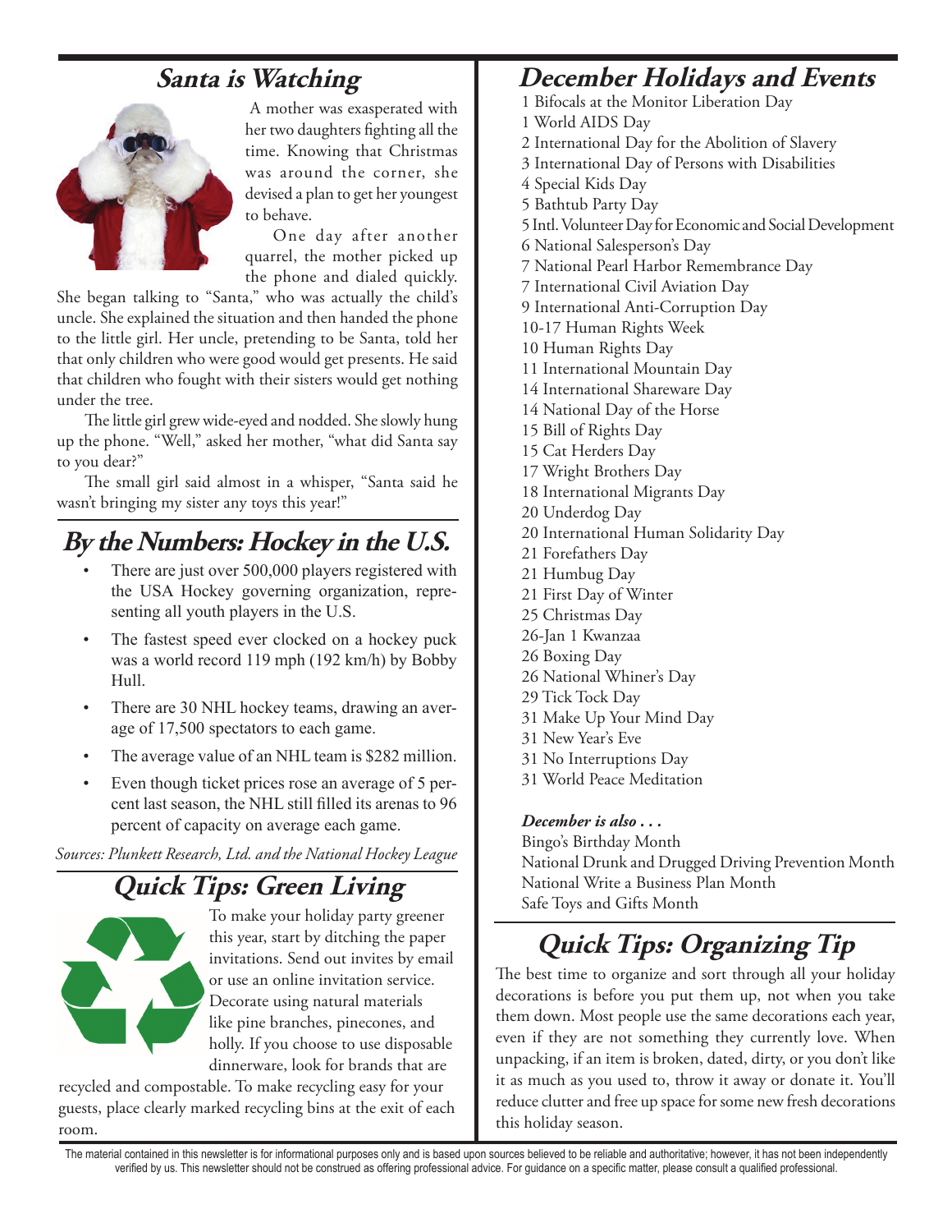## Santa is Watching

A mother was exasperated with her two daughters fighting all the time. Knowing that Christmas was around the corner, she devised a plan to get her youngest to behave.

One day after another quarrel, the mother picked up the phone and dialed quickly. She began talking to "Santa," who was actually the child's uncle. She explained the situation and then handed the phone to the little girl. Her uncle, pretending to be Santa, told her that only children who were good would get presents. He said that children who fought with their sisters would get nothing under the tree.

The little girl grew wide-eyed and nodded. She slowly hung up the phone. "Well," asked her mother, "what did Santa say to you dear?"

The small girl said almost in a whisper, "Santa said he wasn't bringing my sister any toys this year!"

## By the Numbers: Hockey in the U.S.

- There are just over 500,000 players registered with the USA Hockey governing organization, representing all youth players in the U.S.
- The fastest speed ever clocked on a hockey puck was a world record 119 mph (192 km/h) by Bobby Hull.
- There are 30 NHL hockey teams, drawing an average of 17,500 spectators to each game.
- The average value of an NHL team is $282 million.
- Even though ticket prices rose an average of 5 percent last season, the NHL still filled its arenas to 96 percent of capacity on average each game.

*Sources: Plunkett Research, Ltd. and the National Hockey League*

## Quick Tips: Green Living

To make your holiday party greener this year, start by ditching the paper invitations. Send out invites by email or use an online invitation service. Decorate using natural materials like pine branches, pinecones, and holly. If you choose to use disposable dinnerware, look for brands that are recycled and compostable. To make recycling easy for your guests, place clearly marked recycling bins at the exit of each room.

## December Holidays and Events

1 Bifocals at the Monitor Liberation Day
1 World AIDS Day
2 International Day for the Abolition of Slavery
3 International Day of Persons with Disabilities
4 Special Kids Day
5 Bathtub Party Day
5 Intl. Volunteer Day for Economic and Social Development
6 National Salesperson's Day
7 National Pearl Harbor Remembrance Day
7 International Civil Aviation Day
9 International Anti-Corruption Day
10-17 Human Rights Week
10 Human Rights Day
11 International Mountain Day
14 International Shareware Day
14 National Day of the Horse
15 Bill of Rights Day
15 Cat Herders Day
17 Wright Brothers Day
18 International Migrants Day
20 Underdog Day
20 International Human Solidarity Day
21 Forefathers Day
21 Humbug Day
21 First Day of Winter
25 Christmas Day
26-Jan 1 Kwanzaa
26 Boxing Day
26 National Whiner's Day
29 Tick Tock Day
31 Make Up Your Mind Day
31 New Year's Eve
31 No Interruptions Day
31 World Peace Meditation

***December is also . . .***

Bingo's Birthday Month
National Drunk and Drugged Driving Prevention Month
National Write a Business Plan Month
Safe Toys and Gifts Month

## Quick Tips: Organizing Tip

The best time to organize and sort through all your holiday decorations is before you put them up, not when you take them down. Most people use the same decorations each year, even if they are not something they currently love. When unpacking, if an item is broken, dated, dirty, or you don't like it as much as you used to, throw it away or donate it. You'll reduce clutter and free up space for some new fresh decorations this holiday season.

The material contained in this newsletter is for informational purposes only and is based upon sources believed to be reliable and authoritative; however, it has not been independently verified by us. This newsletter should not be construed as offering professional advice. For guidance on a specific matter, please consult a qualified professional.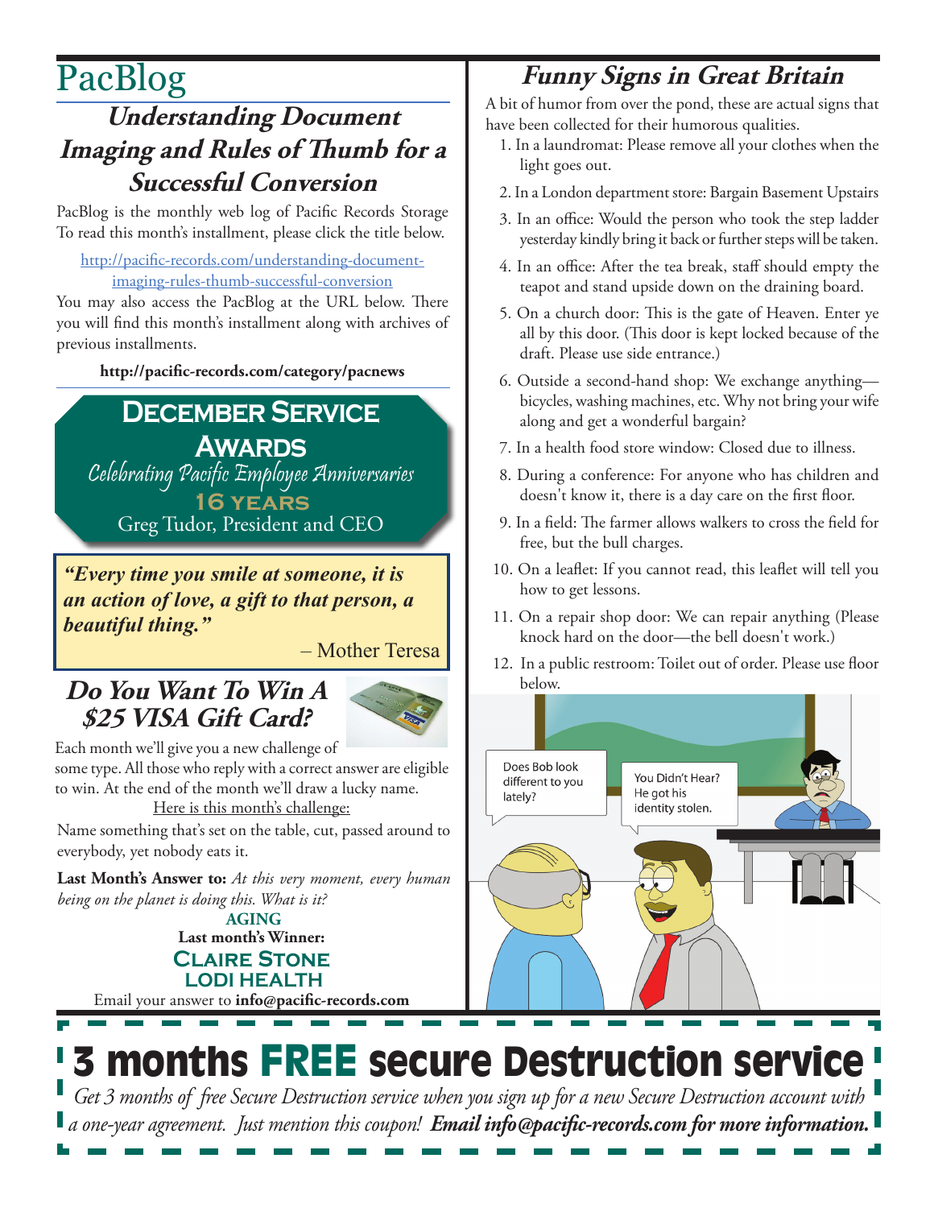# PacBlog

## Understanding Document Imaging and Rules of Thumb for a Successful Conversion

PacBlog is the monthly web log of Pacific Records Storage To read this month's installment, please click the title below.

http://pacific-records.com/understanding-document-imaging-rules-thumb-successful-conversion

You may also access the PacBlog at the URL below. There you will find this month's installment along with archives of previous installments.

**http://pacific-records.com/category/pacnews**

## December Service Awards

*Celebrating Pacific Employee Anniversaries*

**16 YEARS**

Greg Tudor, President and CEO

***"Every time you smile at someone, it is an action of love, a gift to that person, a beautiful thing."***

– Mother Teresa

## Do You Want To Win A $25 VISA Gift Card?

Each month we'll give you a new challenge of some type. All those who reply with a correct answer are eligible to win. At the end of the month we'll draw a lucky name.

Here is this month's challenge:

Name something that's set on the table, cut, passed around to everybody, yet nobody eats it.

**Last Month's Answer to:** *At this very moment, every human being on the planet is doing this. What is it?*

**AGING**

**Last month's Winner:**

**CLAIRE STONE**
**LODI HEALTH**

Email your answer to **info@pacific-records.com**

## Funny Signs in Great Britain

A bit of humor from over the pond, these are actual signs that have been collected for their humorous qualities.

1. In a laundromat: Please remove all your clothes when the light goes out.
2. In a London department store: Bargain Basement Upstairs
3. In an office: Would the person who took the step ladder yesterday kindly bring it back or further steps will be taken.
4. In an office: After the tea break, staff should empty the teapot and stand upside down on the draining board.
5. On a church door: This is the gate of Heaven. Enter ye all by this door. (This door is kept locked because of the draft. Please use side entrance.)
6. Outside a second-hand shop: We exchange anything—bicycles, washing machines, etc. Why not bring your wife along and get a wonderful bargain?
7. In a health food store window: Closed due to illness.
8. During a conference: For anyone who has children and doesn't know it, there is a day care on the first floor.
9. In a field: The farmer allows walkers to cross the field for free, but the bull charges.
10. On a leaflet: If you cannot read, this leaflet will tell you how to get lessons.
11. On a repair shop door: We can repair anything (Please knock hard on the door—the bell doesn't work.)
12. In a public restroom: Toilet out of order. Please use floor below.

# 3 months FREE secure Destruction service

*Get 3 months of free Secure Destruction service when you sign up for a new Secure Destruction account with a one-year agreement. Just mention this coupon!* ***Email info@pacific-records.com for more information.***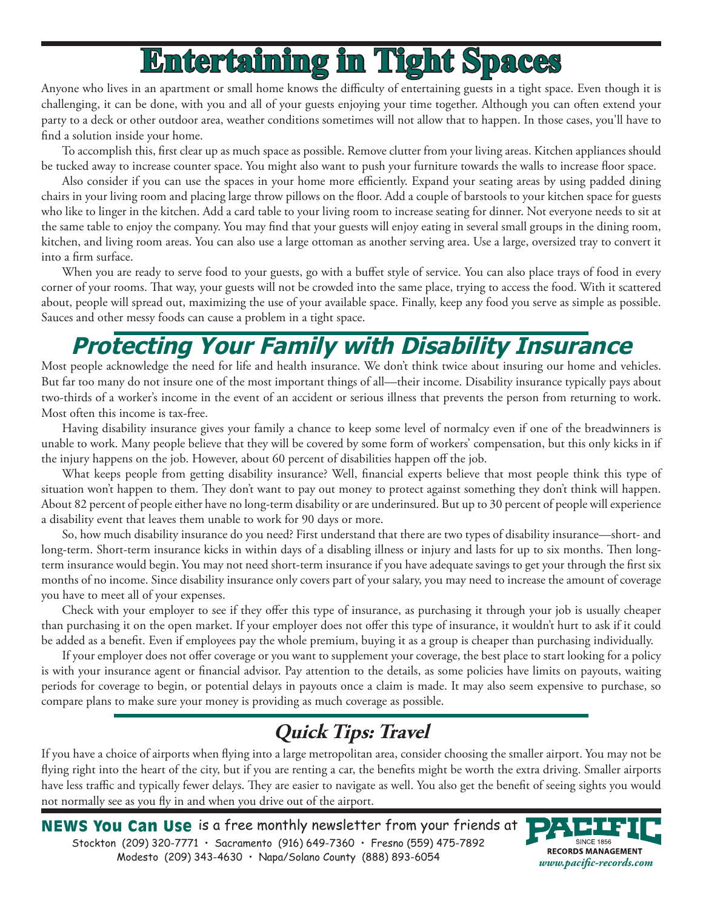# Entertaining in Tight Spaces

Anyone who lives in an apartment or small home knows the difficulty of entertaining guests in a tight space. Even though it is challenging, it can be done, with you and all of your guests enjoying your time together. Although you can often extend your party to a deck or other outdoor area, weather conditions sometimes will not allow that to happen. In those cases, you'll have to find a solution inside your home.

To accomplish this, first clear up as much space as possible. Remove clutter from your living areas. Kitchen appliances should be tucked away to increase counter space. You might also want to push your furniture towards the walls to increase floor space.

Also consider if you can use the spaces in your home more efficiently. Expand your seating areas by using padded dining chairs in your living room and placing large throw pillows on the floor. Add a couple of barstools to your kitchen space for guests who like to linger in the kitchen. Add a card table to your living room to increase seating for dinner. Not everyone needs to sit at the same table to enjoy the company. You may find that your guests will enjoy eating in several small groups in the dining room, kitchen, and living room areas. You can also use a large ottoman as another serving area. Use a large, oversized tray to convert it into a firm surface.

When you are ready to serve food to your guests, go with a buffet style of service. You can also place trays of food in every corner of your rooms. That way, your guests will not be crowded into the same place, trying to access the food. With it scattered about, people will spread out, maximizing the use of your available space. Finally, keep any food you serve as simple as possible. Sauces and other messy foods can cause a problem in a tight space.

## *Protecting Your Family with Disability Insurance*

Most people acknowledge the need for life and health insurance. We don't think twice about insuring our home and vehicles. But far too many do not insure one of the most important things of all—their income. Disability insurance typically pays about two-thirds of a worker's income in the event of an accident or serious illness that prevents the person from returning to work. Most often this income is tax-free.

Having disability insurance gives your family a chance to keep some level of normalcy even if one of the breadwinners is unable to work. Many people believe that they will be covered by some form of workers' compensation, but this only kicks in if the injury happens on the job. However, about 60 percent of disabilities happen off the job.

What keeps people from getting disability insurance? Well, financial experts believe that most people think this type of situation won't happen to them. They don't want to pay out money to protect against something they don't think will happen. About 82 percent of people either have no long-term disability or are underinsured. But up to 30 percent of people will experience a disability event that leaves them unable to work for 90 days or more.

So, how much disability insurance do you need? First understand that there are two types of disability insurance—short- and long-term. Short-term insurance kicks in within days of a disabling illness or injury and lasts for up to six months. Then long-term insurance would begin. You may not need short-term insurance if you have adequate savings to get your through the first six months of no income. Since disability insurance only covers part of your salary, you may need to increase the amount of coverage you have to meet all of your expenses.

Check with your employer to see if they offer this type of insurance, as purchasing it through your job is usually cheaper than purchasing it on the open market. If your employer does not offer this type of insurance, it wouldn't hurt to ask if it could be added as a benefit. Even if employees pay the whole premium, buying it as a group is cheaper than purchasing individually.

If your employer does not offer coverage or you want to supplement your coverage, the best place to start looking for a policy is with your insurance agent or financial advisor. Pay attention to the details, as some policies have limits on payouts, waiting periods for coverage to begin, or potential delays in payouts once a claim is made. It may also seem expensive to purchase, so compare plans to make sure your money is providing as much coverage as possible.

## *Quick Tips: Travel*

If you have a choice of airports when flying into a large metropolitan area, consider choosing the smaller airport. You may not be flying right into the heart of the city, but if you are renting a car, the benefits might be worth the extra driving. Smaller airports have less traffic and typically fewer delays. They are easier to navigate as well. You also get the benefit of seeing sights you would not normally see as you fly in and when you drive out of the airport.

**NEWS You Can Use** is a free monthly newsletter from your friends at

Stockton (209) 320-7771 • Sacramento (916) 649-7360 • Fresno (559) 475-7892
Modesto (209) 343-4630 • Napa/Solano County (888) 893-6054

PACIFIC
SINCE 1856
RECORDS MANAGEMENT
*www.pacific-records.com*